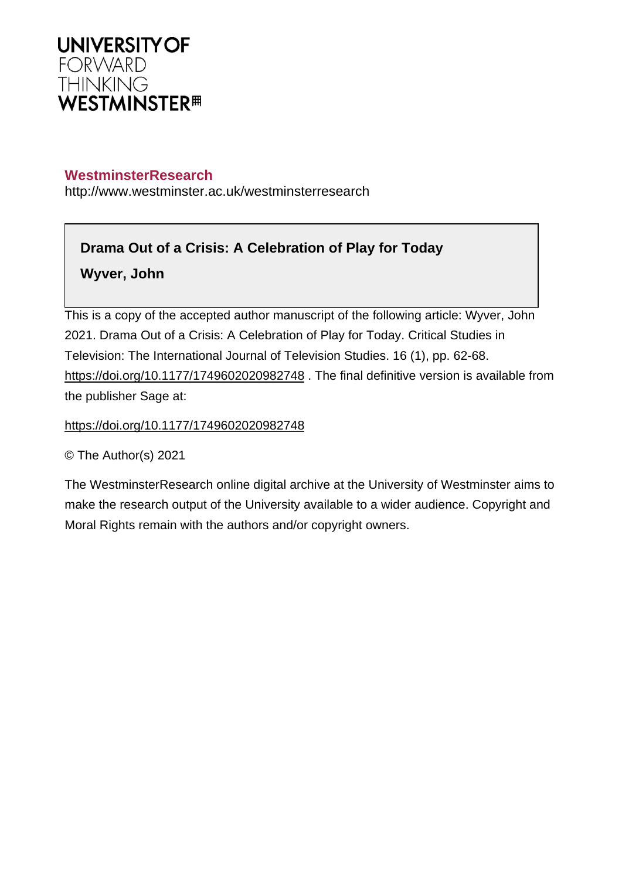**UNIVERSITY OF**
FORWARD
THINKING
**WESTMINSTER**

**WestminsterResearch**
http://www.westminster.ac.uk/westminsterresearch

**Drama Out of a Crisis: A Celebration of Play for Today**

**Wyver, John**

This is a copy of the accepted author manuscript of the following article: Wyver, John 2021. Drama Out of a Crisis: A Celebration of Play for Today. Critical Studies in Television: The International Journal of Television Studies. 16 (1), pp. 62-68. https://doi.org/10.1177/1749602020982748 . The final definitive version is available from the publisher Sage at:

https://doi.org/10.1177/1749602020982748

© The Author(s) 2021

The WestminsterResearch online digital archive at the University of Westminster aims to make the research output of the University available to a wider audience. Copyright and Moral Rights remain with the authors and/or copyright owners.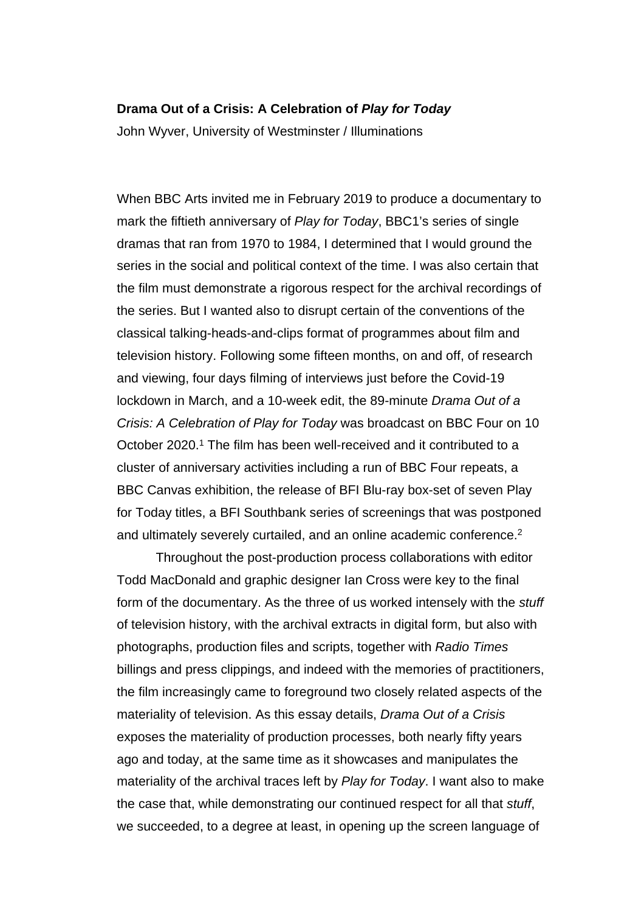**Drama Out of a Crisis: A Celebration of *Play for Today***

John Wyver, University of Westminster / Illuminations

When BBC Arts invited me in February 2019 to produce a documentary to mark the fiftieth anniversary of *Play for Today*, BBC1's series of single dramas that ran from 1970 to 1984, I determined that I would ground the series in the social and political context of the time. I was also certain that the film must demonstrate a rigorous respect for the archival recordings of the series. But I wanted also to disrupt certain of the conventions of the classical talking-heads-and-clips format of programmes about film and television history. Following some fifteen months, on and off, of research and viewing, four days filming of interviews just before the Covid-19 lockdown in March, and a 10-week edit, the 89-minute *Drama Out of a Crisis: A Celebration of Play for Today* was broadcast on BBC Four on 10 October 2020.[1] The film has been well-received and it contributed to a cluster of anniversary activities including a run of BBC Four repeats, a BBC Canvas exhibition, the release of BFI Blu-ray box-set of seven Play for Today titles, a BFI Southbank series of screenings that was postponed and ultimately severely curtailed, and an online academic conference.[2]

Throughout the post-production process collaborations with editor Todd MacDonald and graphic designer Ian Cross were key to the final form of the documentary. As the three of us worked intensely with the *stuff* of television history, with the archival extracts in digital form, but also with photographs, production files and scripts, together with *Radio Times* billings and press clippings, and indeed with the memories of practitioners, the film increasingly came to foreground two closely related aspects of the materiality of television. As this essay details, *Drama Out of a Crisis* exposes the materiality of production processes, both nearly fifty years ago and today, at the same time as it showcases and manipulates the materiality of the archival traces left by *Play for Today*. I want also to make the case that, while demonstrating our continued respect for all that *stuff*, we succeeded, to a degree at least, in opening up the screen language of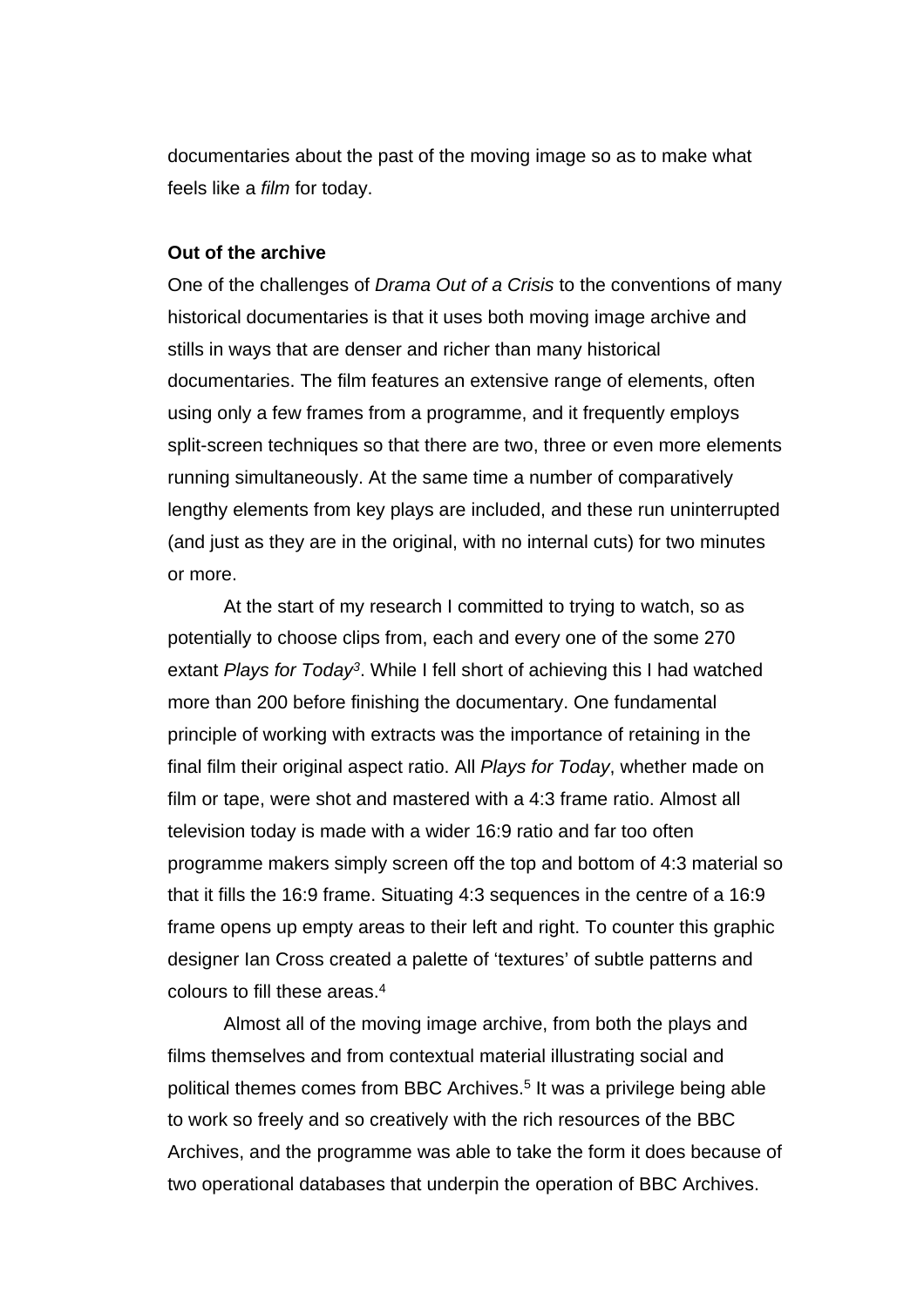documentaries about the past of the moving image so as to make what feels like a *film* for today.

**Out of the archive**

One of the challenges of *Drama Out of a Crisis* to the conventions of many historical documentaries is that it uses both moving image archive and stills in ways that are denser and richer than many historical documentaries. The film features an extensive range of elements, often using only a few frames from a programme, and it frequently employs split-screen techniques so that there are two, three or even more elements running simultaneously. At the same time a number of comparatively lengthy elements from key plays are included, and these run uninterrupted (and just as they are in the original, with no internal cuts) for two minutes or more.

At the start of my research I committed to trying to watch, so as potentially to choose clips from, each and every one of the some 270 extant *Plays for Today*[3]. While I fell short of achieving this I had watched more than 200 before finishing the documentary. One fundamental principle of working with extracts was the importance of retaining in the final film their original aspect ratio. All *Plays for Today*, whether made on film or tape, were shot and mastered with a 4:3 frame ratio. Almost all television today is made with a wider 16:9 ratio and far too often programme makers simply screen off the top and bottom of 4:3 material so that it fills the 16:9 frame. Situating 4:3 sequences in the centre of a 16:9 frame opens up empty areas to their left and right. To counter this graphic designer Ian Cross created a palette of 'textures' of subtle patterns and colours to fill these areas.[4]

Almost all of the moving image archive, from both the plays and films themselves and from contextual material illustrating social and political themes comes from BBC Archives.[5] It was a privilege being able to work so freely and so creatively with the rich resources of the BBC Archives, and the programme was able to take the form it does because of two operational databases that underpin the operation of BBC Archives.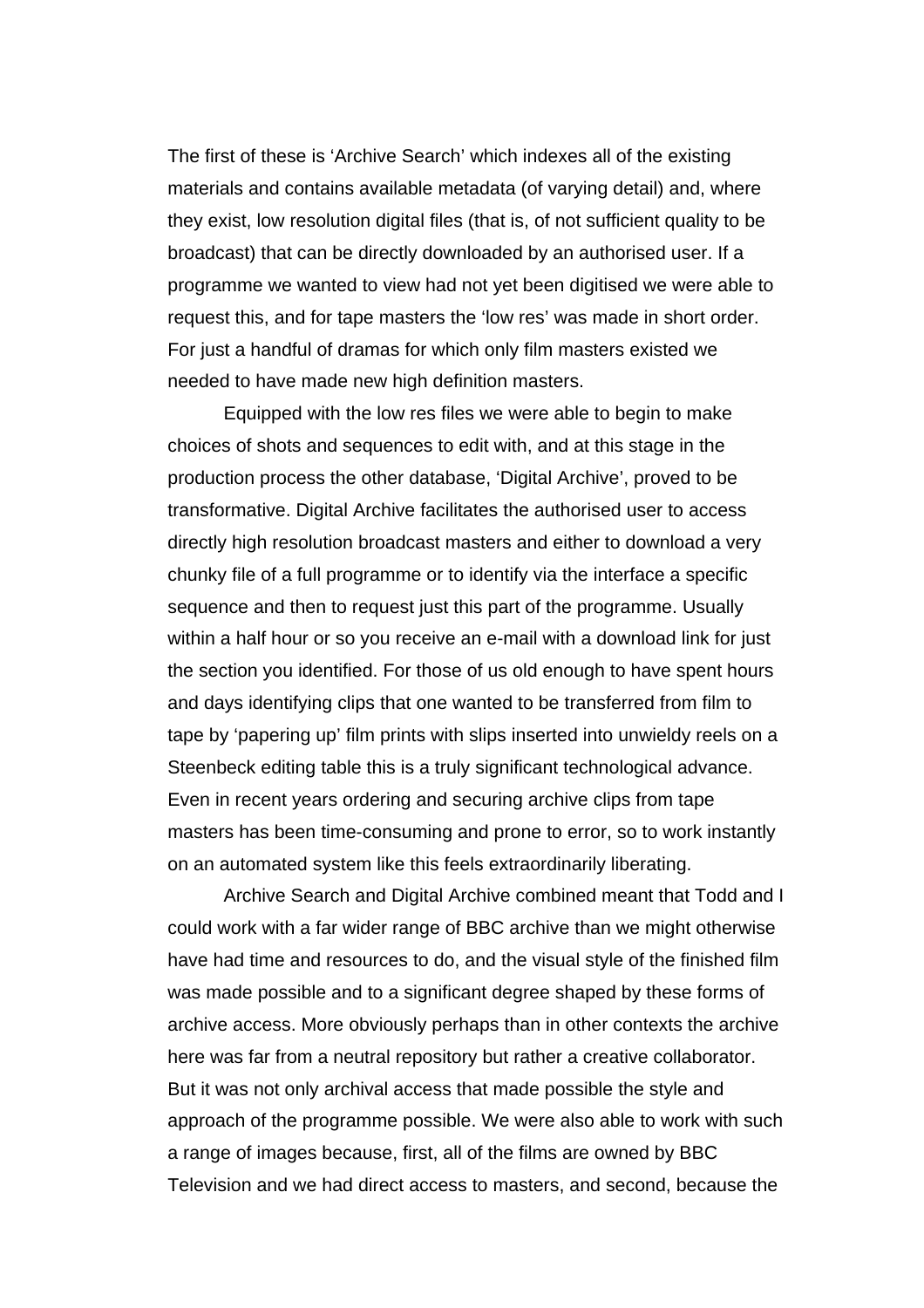The first of these is ‘Archive Search’ which indexes all of the existing materials and contains available metadata (of varying detail) and, where they exist, low resolution digital files (that is, of not sufficient quality to be broadcast) that can be directly downloaded by an authorised user. If a programme we wanted to view had not yet been digitised we were able to request this, and for tape masters the ‘low res’ was made in short order. For just a handful of dramas for which only film masters existed we needed to have made new high definition masters.

Equipped with the low res files we were able to begin to make choices of shots and sequences to edit with, and at this stage in the production process the other database, ‘Digital Archive’, proved to be transformative. Digital Archive facilitates the authorised user to access directly high resolution broadcast masters and either to download a very chunky file of a full programme or to identify via the interface a specific sequence and then to request just this part of the programme. Usually within a half hour or so you receive an e-mail with a download link for just the section you identified. For those of us old enough to have spent hours and days identifying clips that one wanted to be transferred from film to tape by ‘papering up’ film prints with slips inserted into unwieldy reels on a Steenbeck editing table this is a truly significant technological advance. Even in recent years ordering and securing archive clips from tape masters has been time-consuming and prone to error, so to work instantly on an automated system like this feels extraordinarily liberating.

Archive Search and Digital Archive combined meant that Todd and I could work with a far wider range of BBC archive than we might otherwise have had time and resources to do, and the visual style of the finished film was made possible and to a significant degree shaped by these forms of archive access. More obviously perhaps than in other contexts the archive here was far from a neutral repository but rather a creative collaborator. But it was not only archival access that made possible the style and approach of the programme possible. We were also able to work with such a range of images because, first, all of the films are owned by BBC Television and we had direct access to masters, and second, because the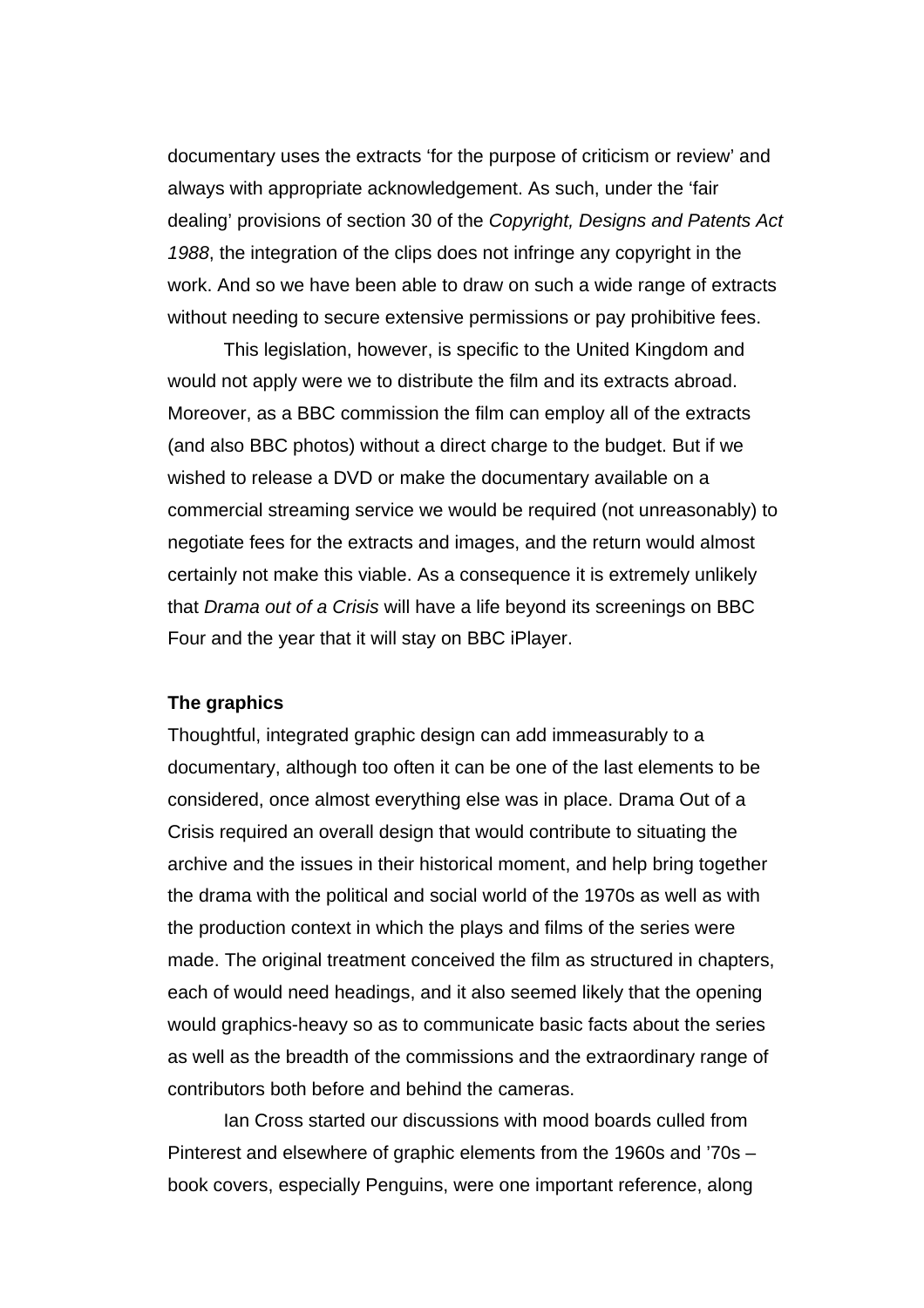documentary uses the extracts ‘for the purpose of criticism or review’ and always with appropriate acknowledgement. As such, under the ‘fair dealing’ provisions of section 30 of the *Copyright, Designs and Patents Act 1988*, the integration of the clips does not infringe any copyright in the work. And so we have been able to draw on such a wide range of extracts without needing to secure extensive permissions or pay prohibitive fees.

This legislation, however, is specific to the United Kingdom and would not apply were we to distribute the film and its extracts abroad. Moreover, as a BBC commission the film can employ all of the extracts (and also BBC photos) without a direct charge to the budget. But if we wished to release a DVD or make the documentary available on a commercial streaming service we would be required (not unreasonably) to negotiate fees for the extracts and images, and the return would almost certainly not make this viable. As a consequence it is extremely unlikely that *Drama out of a Crisis* will have a life beyond its screenings on BBC Four and the year that it will stay on BBC iPlayer.

**The graphics**

Thoughtful, integrated graphic design can add immeasurably to a documentary, although too often it can be one of the last elements to be considered, once almost everything else was in place. Drama Out of a Crisis required an overall design that would contribute to situating the archive and the issues in their historical moment, and help bring together the drama with the political and social world of the 1970s as well as with the production context in which the plays and films of the series were made. The original treatment conceived the film as structured in chapters, each of would need headings, and it also seemed likely that the opening would graphics-heavy so as to communicate basic facts about the series as well as the breadth of the commissions and the extraordinary range of contributors both before and behind the cameras.

Ian Cross started our discussions with mood boards culled from Pinterest and elsewhere of graphic elements from the 1960s and ’70s – book covers, especially Penguins, were one important reference, along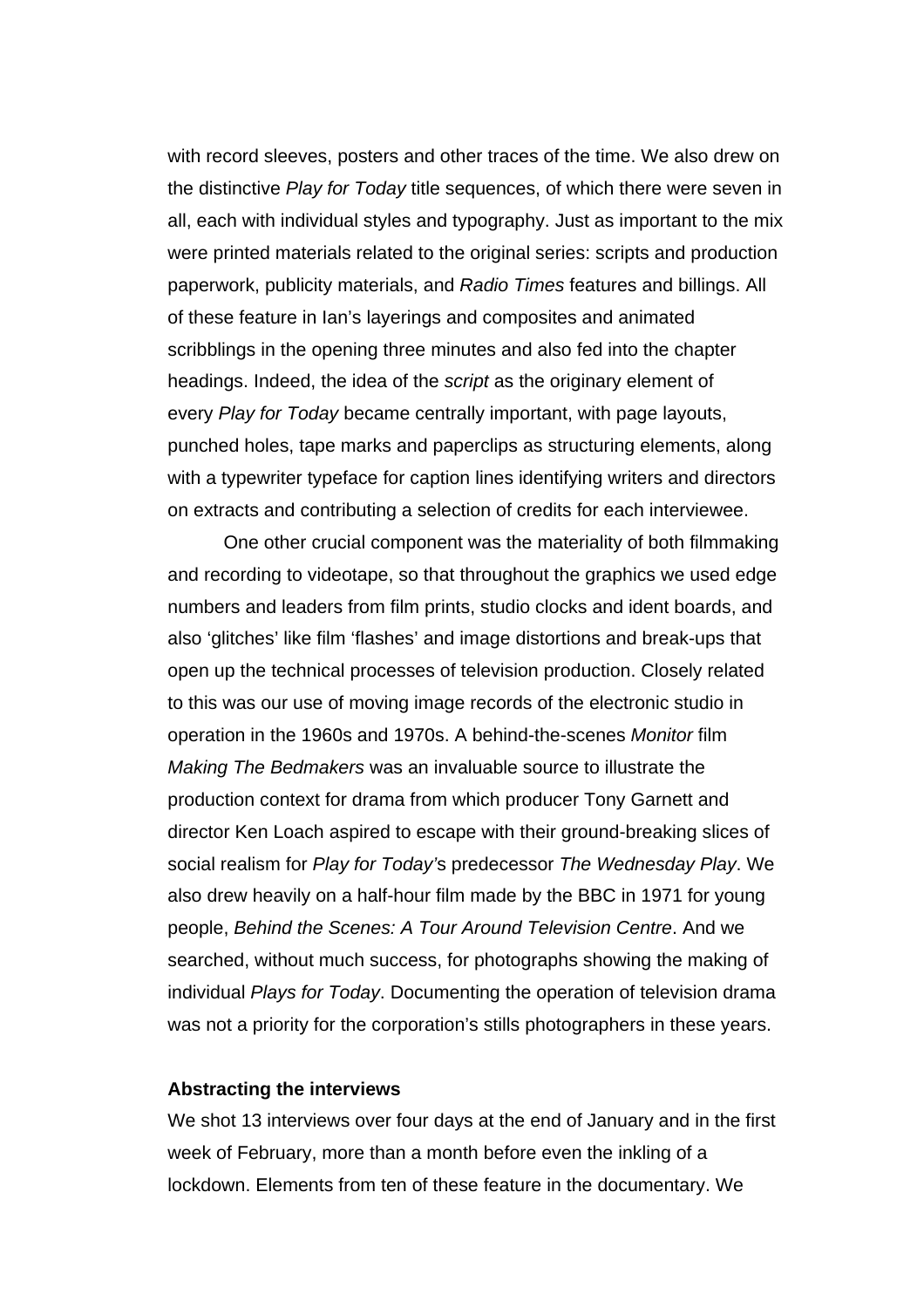with record sleeves, posters and other traces of the time. We also drew on the distinctive *Play for Today* title sequences, of which there were seven in all, each with individual styles and typography. Just as important to the mix were printed materials related to the original series: scripts and production paperwork, publicity materials, and *Radio Times* features and billings. All of these feature in Ian's layerings and composites and animated scribblings in the opening three minutes and also fed into the chapter headings. Indeed, the idea of the *script* as the originary element of every *Play for Today* became centrally important, with page layouts, punched holes, tape marks and paperclips as structuring elements, along with a typewriter typeface for caption lines identifying writers and directors on extracts and contributing a selection of credits for each interviewee.

One other crucial component was the materiality of both filmmaking and recording to videotape, so that throughout the graphics we used edge numbers and leaders from film prints, studio clocks and ident boards, and also 'glitches' like film 'flashes' and image distortions and break-ups that open up the technical processes of television production. Closely related to this was our use of moving image records of the electronic studio in operation in the 1960s and 1970s. A behind-the-scenes *Monitor* film *Making The Bedmakers* was an invaluable source to illustrate the production context for drama from which producer Tony Garnett and director Ken Loach aspired to escape with their ground-breaking slices of social realism for *Play for Today'*s predecessor *The Wednesday Play*. We also drew heavily on a half-hour film made by the BBC in 1971 for young people, *Behind the Scenes: A Tour Around Television Centre*. And we searched, without much success, for photographs showing the making of individual *Plays for Today*. Documenting the operation of television drama was not a priority for the corporation's stills photographers in these years.

**Abstracting the interviews**

We shot 13 interviews over four days at the end of January and in the first week of February, more than a month before even the inkling of a lockdown. Elements from ten of these feature in the documentary. We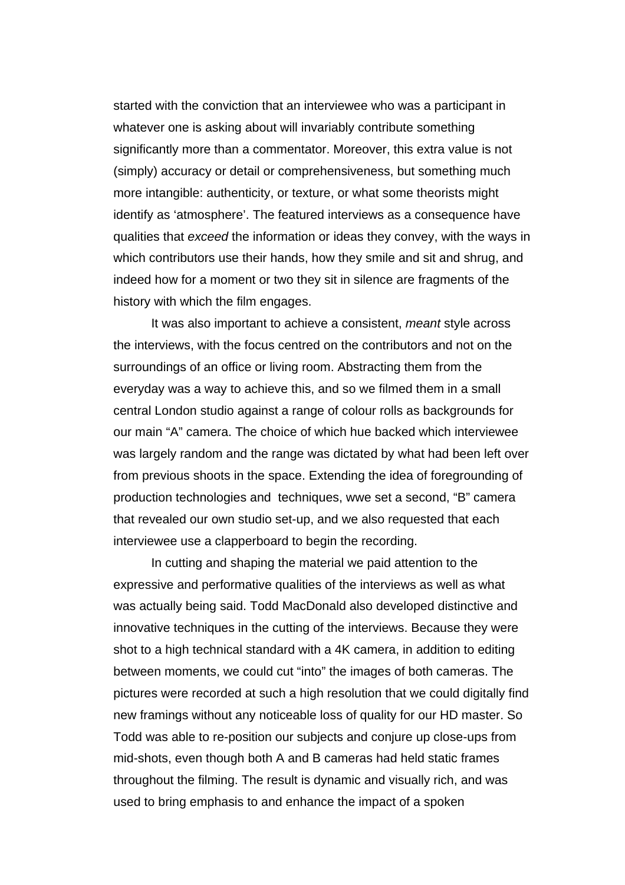started with the conviction that an interviewee who was a participant in whatever one is asking about will invariably contribute something significantly more than a commentator. Moreover, this extra value is not (simply) accuracy or detail or comprehensiveness, but something much more intangible: authenticity, or texture, or what some theorists might identify as 'atmosphere'. The featured interviews as a consequence have qualities that *exceed* the information or ideas they convey, with the ways in which contributors use their hands, how they smile and sit and shrug, and indeed how for a moment or two they sit in silence are fragments of the history with which the film engages.

It was also important to achieve a consistent, *meant* style across the interviews, with the focus centred on the contributors and not on the surroundings of an office or living room. Abstracting them from the everyday was a way to achieve this, and so we filmed them in a small central London studio against a range of colour rolls as backgrounds for our main "A" camera. The choice of which hue backed which interviewee was largely random and the range was dictated by what had been left over from previous shoots in the space. Extending the idea of foregrounding of production technologies and techniques, wwe set a second, "B" camera that revealed our own studio set-up, and we also requested that each interviewee use a clapperboard to begin the recording.

In cutting and shaping the material we paid attention to the expressive and performative qualities of the interviews as well as what was actually being said. Todd MacDonald also developed distinctive and innovative techniques in the cutting of the interviews. Because they were shot to a high technical standard with a 4K camera, in addition to editing between moments, we could cut "into" the images of both cameras. The pictures were recorded at such a high resolution that we could digitally find new framings without any noticeable loss of quality for our HD master. So Todd was able to re-position our subjects and conjure up close-ups from mid-shots, even though both A and B cameras had held static frames throughout the filming. The result is dynamic and visually rich, and was used to bring emphasis to and enhance the impact of a spoken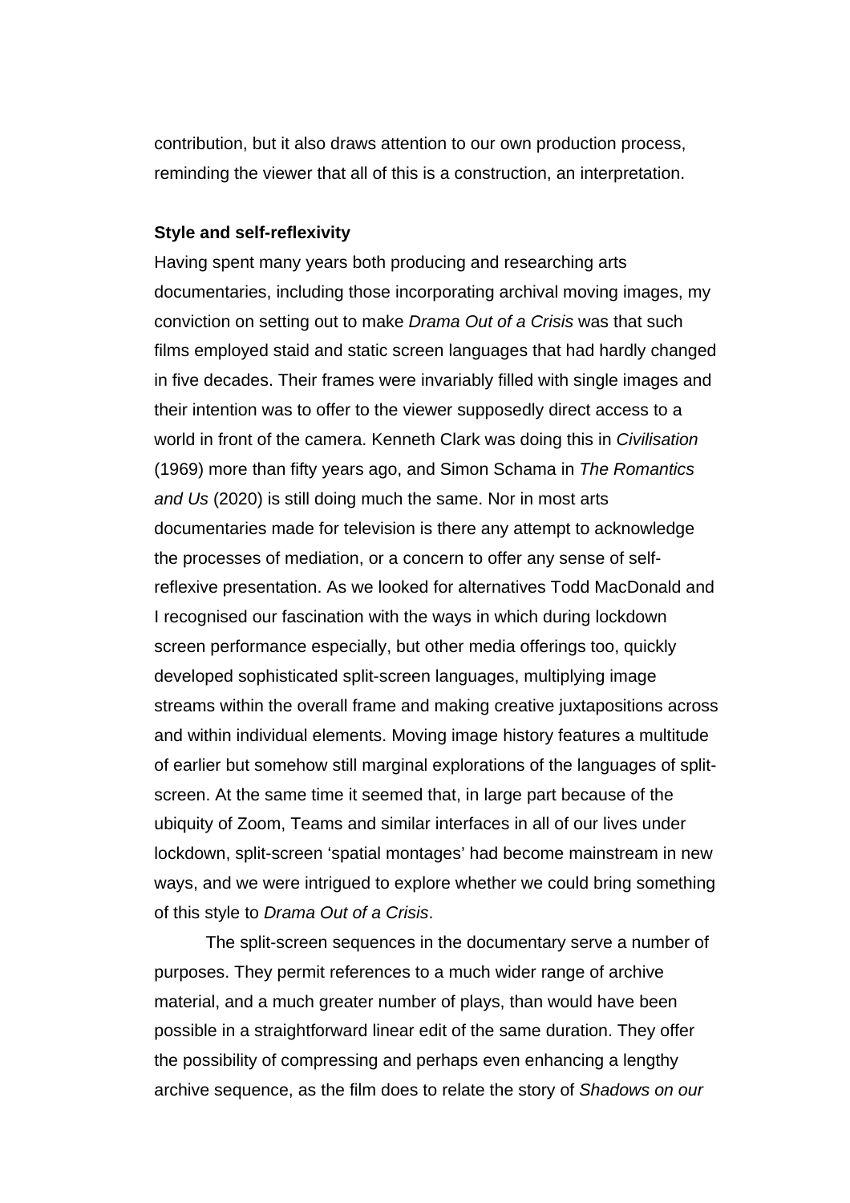contribution, but it also draws attention to our own production process, reminding the viewer that all of this is a construction, an interpretation.

**Style and self-reflexivity**

Having spent many years both producing and researching arts documentaries, including those incorporating archival moving images, my conviction on setting out to make *Drama Out of a Crisis* was that such films employed staid and static screen languages that had hardly changed in five decades. Their frames were invariably filled with single images and their intention was to offer to the viewer supposedly direct access to a world in front of the camera. Kenneth Clark was doing this in *Civilisation* (1969) more than fifty years ago, and Simon Schama in *The Romantics and Us* (2020) is still doing much the same. Nor in most arts documentaries made for television is there any attempt to acknowledge the processes of mediation, or a concern to offer any sense of self-reflexive presentation. As we looked for alternatives Todd MacDonald and I recognised our fascination with the ways in which during lockdown screen performance especially, but other media offerings too, quickly developed sophisticated split-screen languages, multiplying image streams within the overall frame and making creative juxtapositions across and within individual elements. Moving image history features a multitude of earlier but somehow still marginal explorations of the languages of split-screen. At the same time it seemed that, in large part because of the ubiquity of Zoom, Teams and similar interfaces in all of our lives under lockdown, split-screen 'spatial montages' had become mainstream in new ways, and we were intrigued to explore whether we could bring something of this style to *Drama Out of a Crisis*.

The split-screen sequences in the documentary serve a number of purposes. They permit references to a much wider range of archive material, and a much greater number of plays, than would have been possible in a straightforward linear edit of the same duration. They offer the possibility of compressing and perhaps even enhancing a lengthy archive sequence, as the film does to relate the story of *Shadows on our*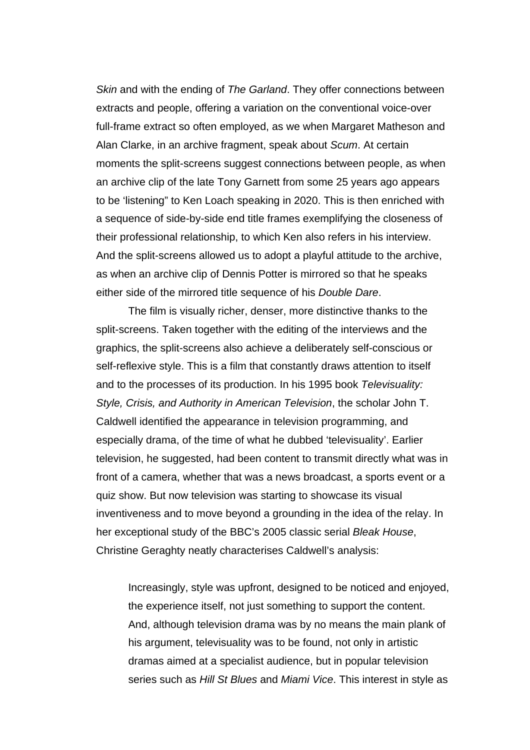*Skin* and with the ending of *The Garland*. They offer connections between extracts and people, offering a variation on the conventional voice-over full-frame extract so often employed, as we when Margaret Matheson and Alan Clarke, in an archive fragment, speak about *Scum*. At certain moments the split-screens suggest connections between people, as when an archive clip of the late Tony Garnett from some 25 years ago appears to be 'listening" to Ken Loach speaking in 2020. This is then enriched with a sequence of side-by-side end title frames exemplifying the closeness of their professional relationship, to which Ken also refers in his interview. And the split-screens allowed us to adopt a playful attitude to the archive, as when an archive clip of Dennis Potter is mirrored so that he speaks either side of the mirrored title sequence of his *Double Dare*.

The film is visually richer, denser, more distinctive thanks to the split-screens. Taken together with the editing of the interviews and the graphics, the split-screens also achieve a deliberately self-conscious or self-reflexive style. This is a film that constantly draws attention to itself and to the processes of its production. In his 1995 book *Televisuality: Style, Crisis, and Authority in American Television*, the scholar John T. Caldwell identified the appearance in television programming, and especially drama, of the time of what he dubbed 'televisuality'. Earlier television, he suggested, had been content to transmit directly what was in front of a camera, whether that was a news broadcast, a sports event or a quiz show. But now television was starting to showcase its visual inventiveness and to move beyond a grounding in the idea of the relay. In her exceptional study of the BBC's 2005 classic serial *Bleak House*, Christine Geraghty neatly characterises Caldwell's analysis:

> Increasingly, style was upfront, designed to be noticed and enjoyed, the experience itself, not just something to support the content. And, although television drama was by no means the main plank of his argument, televisuality was to be found, not only in artistic dramas aimed at a specialist audience, but in popular television series such as *Hill St Blues* and *Miami Vice*. This interest in style as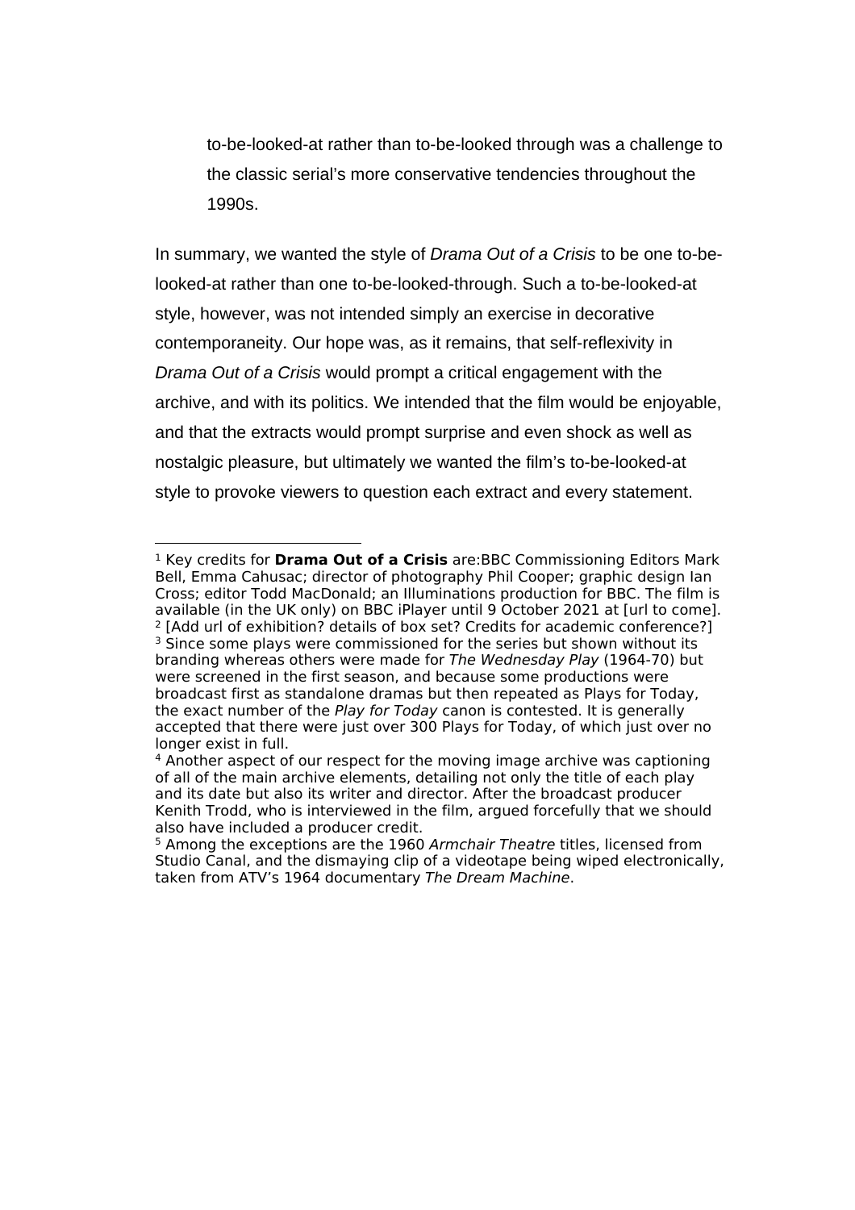to-be-looked-at rather than to-be-looked through was a challenge to the classic serial's more conservative tendencies throughout the 1990s.

In summary, we wanted the style of *Drama Out of a Crisis* to be one to-be-looked-at rather than one to-be-looked-through. Such a to-be-looked-at style, however, was not intended simply an exercise in decorative contemporaneity. Our hope was, as it remains, that self-reflexivity in *Drama Out of a Crisis* would prompt a critical engagement with the archive, and with its politics. We intended that the film would be enjoyable, and that the extracts would prompt surprise and even shock as well as nostalgic pleasure, but ultimately we wanted the film's to-be-looked-at style to provoke viewers to question each extract and every statement.

---

[1] Key credits for **Drama Out of a Crisis** are:BBC Commissioning Editors Mark Bell, Emma Cahusac; director of photography Phil Cooper; graphic design Ian Cross; editor Todd MacDonald; an Illuminations production for BBC. The film is available (in the UK only) on BBC iPlayer until 9 October 2021 at [url to come].

[2] [Add url of exhibition? details of box set? Credits for academic conference?]

[3] Since some plays were commissioned for the series but shown without its branding whereas others were made for *The Wednesday Play* (1964-70) but were screened in the first season, and because some productions were broadcast first as standalone dramas but then repeated as Plays for Today, the exact number of the *Play for Today* canon is contested. It is generally accepted that there were just over 300 Plays for Today, of which just over no longer exist in full.

[4] Another aspect of our respect for the moving image archive was captioning of all of the main archive elements, detailing not only the title of each play and its date but also its writer and director. After the broadcast producer Kenith Trodd, who is interviewed in the film, argued forcefully that we should also have included a producer credit.

[5] Among the exceptions are the 1960 *Armchair Theatre* titles, licensed from Studio Canal, and the dismaying clip of a videotape being wiped electronically, taken from ATV's 1964 documentary *The Dream Machine*.